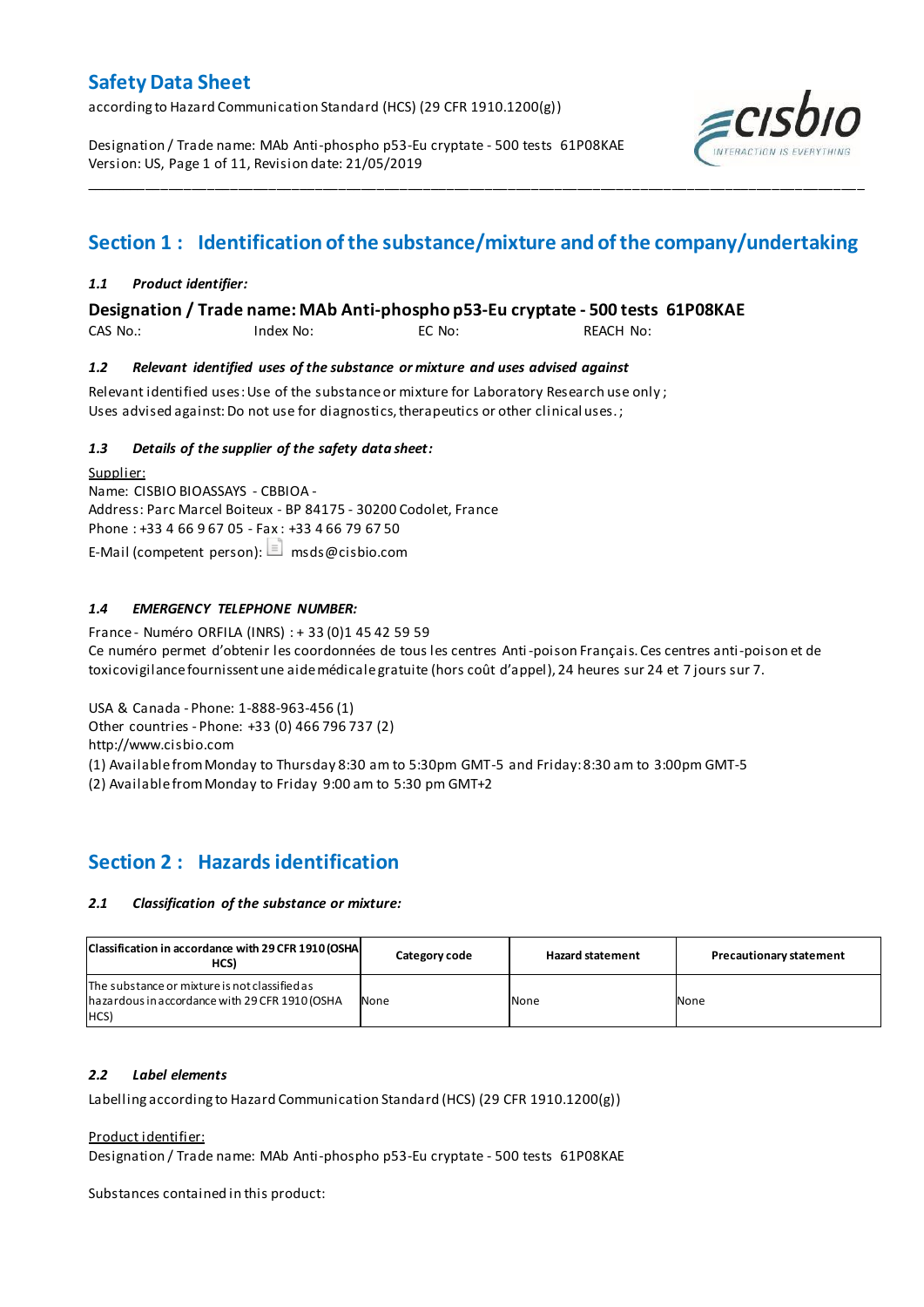# Safety Data Sheet

according to Hazard Communication Standard (HCS) (29 CFR 1910.1200(g))

Designation / Trade name: MAb Anti-phospho p53-Eu cryptate - 500 tests 61P08KAE
Version: US, Page 1 of 11, Revision date: 21/05/2019

## Section 1 : Identification of the substance/mixture and of the company/undertaking

### *1.1 Product identifier:*

**Designation / Trade name: MAb Anti-phospho p53-Eu cryptate - 500 tests 61P08KAE**

CAS No.: Index No: EC No: REACH No:

### *1.2 Relevant identified uses of the substance or mixture and uses advised against*

Relevant identified uses: Use of the substance or mixture for Laboratory Research use only ;
Uses advised against: Do not use for diagnostics, therapeutics or other clinical uses. ;

### *1.3 Details of the supplier of the safety data sheet:*

Supplier:
Name: CISBIO BIOASSAYS - CBBIOA -
Address: Parc Marcel Boiteux - BP 84175 - 30200 Codolet, France
Phone : +33 4 66 9 67 05 - Fax : +33 4 66 79 67 50
E-Mail (competent person): msds@cisbio.com

### *1.4 EMERGENCY TELEPHONE NUMBER:*

France - Numéro ORFILA (INRS) : + 33 (0)1 45 42 59 59
Ce numéro permet d'obtenir les coordonnées de tous les centres Anti-poison Français. Ces centres anti-poison et de toxicovigilance fournissent une aide médicale gratuite (hors coût d'appel), 24 heures sur 24 et 7 jours sur 7.

USA & Canada - Phone: 1-888-963-456 (1)
Other countries - Phone: +33 (0) 466 796 737 (2)
http://www.cisbio.com
(1) Available from Monday to Thursday 8:30 am to 5:30pm GMT-5 and Friday: 8:30 am to 3:00pm GMT-5
(2) Available from Monday to Friday 9:00 am to 5:30 pm GMT+2

## Section 2 : Hazards identification

### *2.1 Classification of the substance or mixture:*

| Classification in accordance with 29 CFR 1910 (OSHA HCS) | Category code | Hazard statement | Precautionary statement |
|---|---|---|---|
| The substance or mixture is not classified as hazardous in accordance with 29 CFR 1910 (OSHA HCS) | None | None | None |

### *2.2 Label elements*

Labelling according to Hazard Communication Standard (HCS) (29 CFR 1910.1200(g))

Product identifier:
Designation / Trade name: MAb Anti-phospho p53-Eu cryptate - 500 tests 61P08KAE

Substances contained in this product: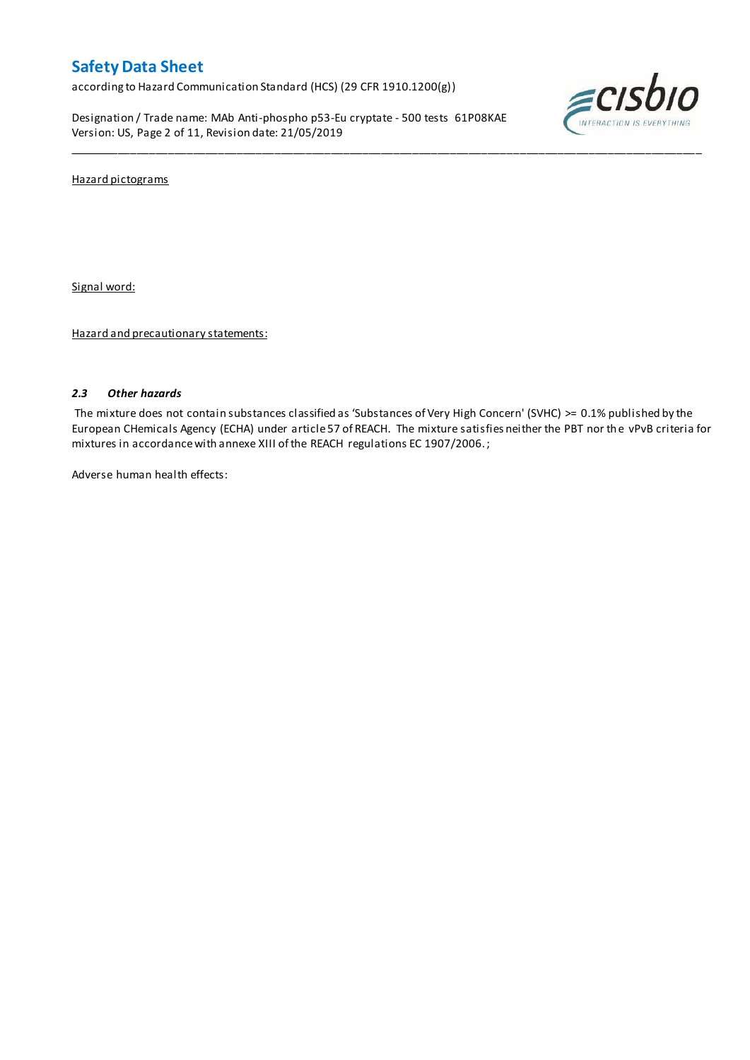Hazard pictograms

Signal word:

Hazard and precautionary statements:

### *2.3 Other hazards*

The mixture does not contain substances classified as 'Substances of Very High Concern' (SVHC) >= 0.1% published by the European CHemicals Agency (ECHA) under article 57 of REACH. The mixture satisfies neither the PBT nor the vPvB criteria for mixtures in accordance with annexe XIII of the REACH regulations EC 1907/2006. ;

Adverse human health effects: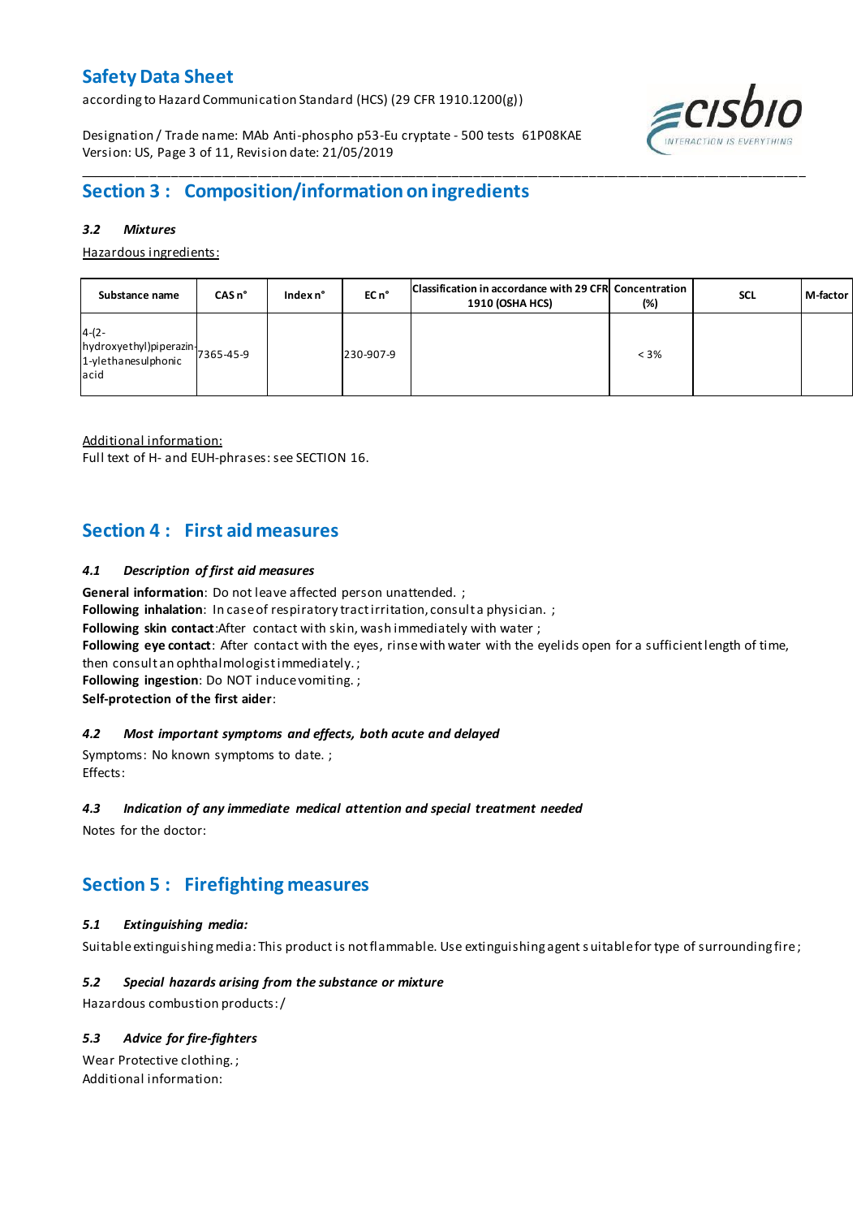## Section 3 : Composition/information on ingredients

### *3.2 Mixtures*

Hazardous ingredients:

| Substance name | CAS n° | Index n° | EC n° | Classification in accordance with 29 CFR 1910 (OSHA HCS) | Concentration (%) | SCL | M-factor |
|---|---|---|---|---|---|---|---|
| 4-(2-hydroxyethyl)piperazin-1-ylethanesulphonic acid | 7365-45-9 | | 230-907-9 | | < 3% | | |

Additional information:

Full text of H- and EUH-phrases: see SECTION 16.

## Section 4 : First aid measures

### *4.1 Description of first aid measures*

**General information**: Do not leave affected person unattended. ;

**Following inhalation**: In case of respiratory tract irritation, consult a physician. ;

**Following skin contact**:After contact with skin, wash immediately with water ;

**Following eye contact**: After contact with the eyes, rinse with water with the eyelids open for a sufficient length of time, then consult an ophthalmologist immediately. ;

**Following ingestion**: Do NOT induce vomiting. ;

**Self-protection of the first aider**:

### *4.2 Most important symptoms and effects, both acute and delayed*

Symptoms: No known symptoms to date. ;

Effects:

### *4.3 Indication of any immediate medical attention and special treatment needed*

Notes for the doctor:

## Section 5 : Firefighting measures

### *5.1 Extinguishing media:*

Suitable extinguishing media: This product is not flammable. Use extinguishing agent suitable for type of surrounding fire ;

### *5.2 Special hazards arising from the substance or mixture*

Hazardous combustion products: /

### *5.3 Advice for fire-fighters*

Wear Protective clothing. ;

Additional information: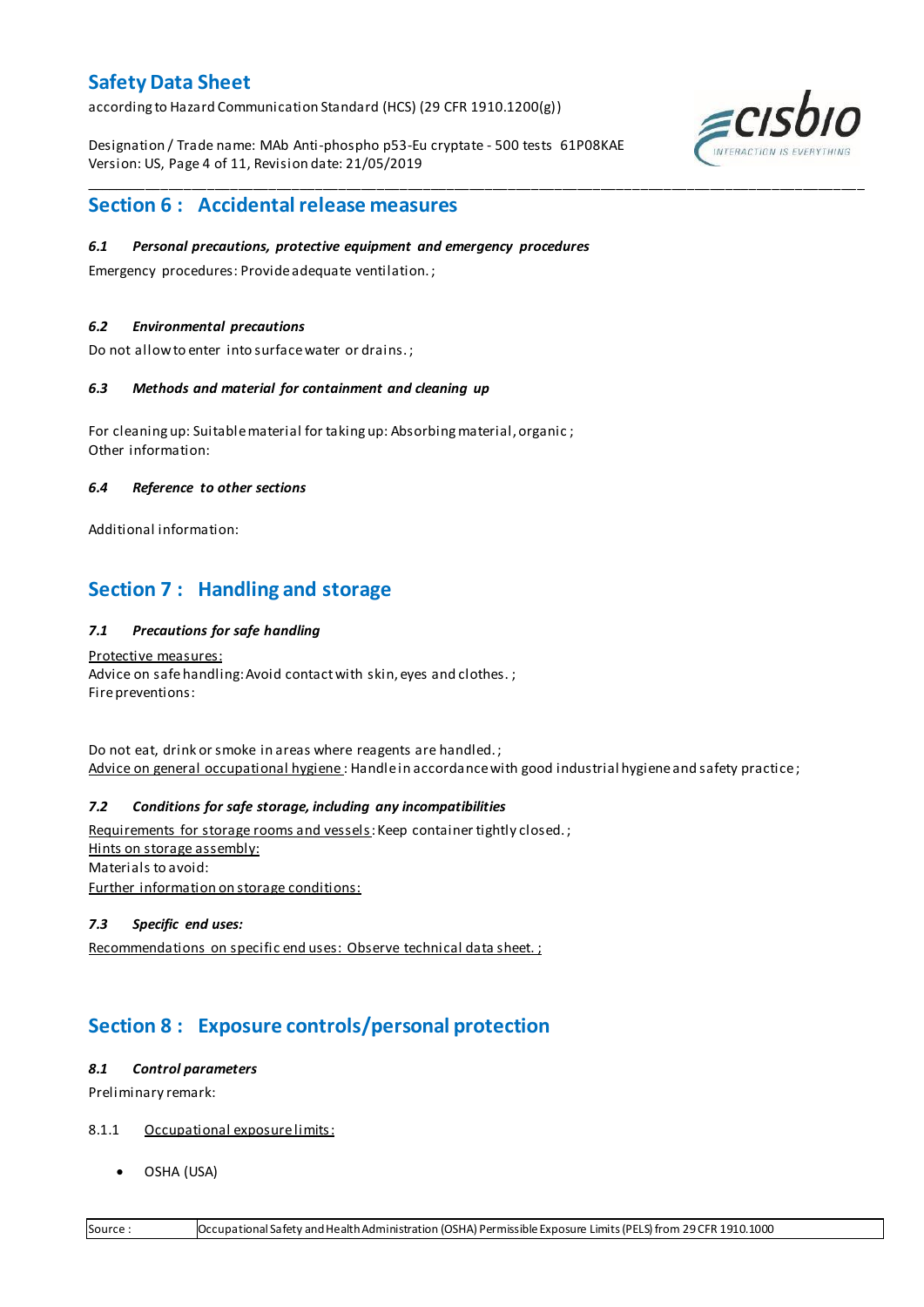## Section 6 : Accidental release measures

### *6.1 Personal precautions, protective equipment and emergency procedures*

Emergency procedures: Provide adequate ventilation. ;

### *6.2 Environmental precautions*

Do not allow to enter into surface water or drains. ;

### *6.3 Methods and material for containment and cleaning up*

For cleaning up: Suitable material for taking up: Absorbing material, organic ;
Other information:

### *6.4 Reference to other sections*

Additional information:

## Section 7 : Handling and storage

### *7.1 Precautions for safe handling*

Protective measures:
Advice on safe handling: Avoid contact with skin, eyes and clothes. ;
Fire preventions:

Do not eat, drink or smoke in areas where reagents are handled. ;
Advice on general occupational hygiene : Handle in accordance with good industrial hygiene and safety practice ;

### *7.2 Conditions for safe storage, including any incompatibilities*

Requirements for storage rooms and vessels: Keep container tightly closed. ;
Hints on storage assembly:
Materials to avoid:
Further information on storage conditions:

### *7.3 Specific end uses:*

Recommendations on specific end uses: Observe technical data sheet. ;

## Section 8 : Exposure controls/personal protection

### *8.1 Control parameters*

Preliminary remark:

8.1.1 Occupational exposure limits:

- OSHA (USA)

| Source : | Occupational Safety and Health Administration (OSHA) Permissible Exposure Limits (PELS) from 29 CFR 1910.1000 |
|---|---|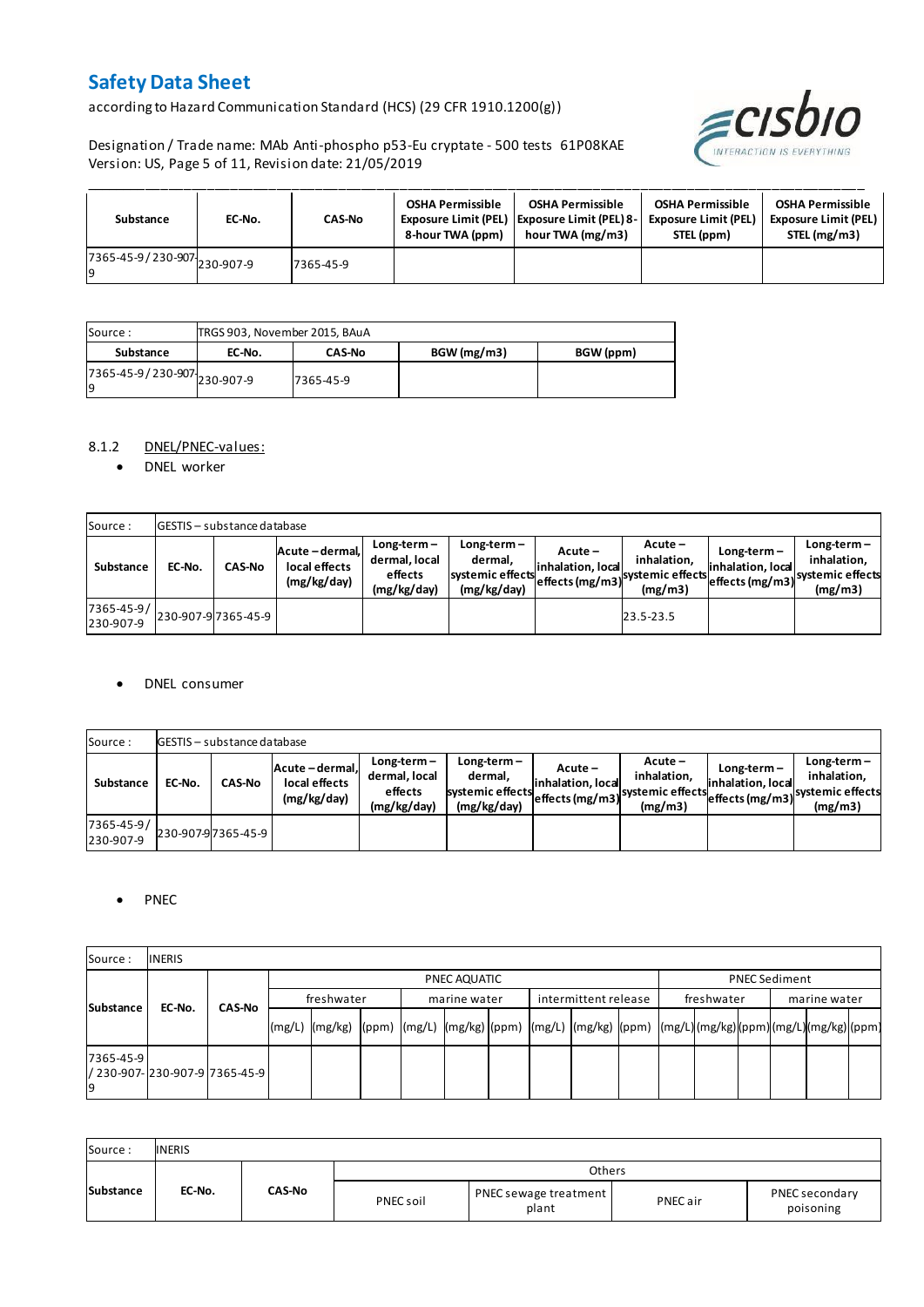| Substance | EC-No. | CAS-No | OSHA Permissible Exposure Limit (PEL) 8-hour TWA (ppm) | OSHA Permissible Exposure Limit (PEL) 8-hour TWA (mg/m3) | OSHA Permissible Exposure Limit (PEL) STEL (ppm) | OSHA Permissible Exposure Limit (PEL) STEL (mg/m3) |
|---|---|---|---|---|---|---|
| 7365-45-9 / 230-907-9 | 230-907-9 | 7365-45-9 | | | | |

| Source : | TRGS 903, November 2015, BAuA | | | |
|---|---|---|---|---|
| **Substance** | **EC-No.** | **CAS-No** | **BGW (mg/m3)** | **BGW (ppm)** |
| 7365-45-9 / 230-907-9 | 230-907-9 | 7365-45-9 | | |

8.1.2 DNEL/PNEC-values:

- DNEL worker

| Source : | GESTIS – substance database | | | | | | | | |
|---|---|---|---|---|---|---|---|---|---|
| **Substance** | **EC-No.** | **CAS-No** | **Acute – dermal, local effects (mg/kg/day)** | **Long-term – dermal, local effects (mg/kg/day)** | **Long-term – dermal, systemic effects (mg/kg/day)** | **Acute – inhalation, local effects (mg/m3)** | **Acute – inhalation, systemic effects (mg/m3)** | **Long-term – inhalation, local effects (mg/m3)** | **Long-term – inhalation, systemic effects (mg/m3)** |
| 7365-45-9 / 230-907-9 | 230-907-9 | 7365-45-9 | | | | | 23.5-23.5 | | |

- DNEL consumer

| Source : | GESTIS – substance database | | | | | | | | |
|---|---|---|---|---|---|---|---|---|---|
| **Substance** | **EC-No.** | **CAS-No** | **Acute – dermal, local effects (mg/kg/day)** | **Long-term – dermal, local effects (mg/kg/day)** | **Long-term – dermal, systemic effects (mg/kg/day)** | **Acute – inhalation, local effects (mg/m3)** | **Acute – inhalation, systemic effects (mg/m3)** | **Long-term – inhalation, local effects (mg/m3)** | **Long-term – inhalation, systemic effects (mg/m3)** |
| 7365-45-9 / 230-907-9 | 230-907-9 | 7365-45-9 | | | | | | | |

- PNEC

| Source : | INERIS | | | | | | | | | | | | | | | | | |
|---|---|---|---|---|---|---|---|---|---|---|---|---|---|---|---|---|---|---|
| **Substance** | **EC-No.** | **CAS-No** | PNEC AQUATIC | | | | | | | | | PNEC Sediment | | | | | |
| | | | freshwater | | | marine water | | | intermittent release | | | freshwater | | | marine water | | |
| | | | (mg/L) | (mg/kg) | (ppm) | (mg/L) | (mg/kg) | (ppm) | (mg/L) | (mg/kg) | (ppm) | (mg/L) | (mg/kg) | (ppm) | (mg/L) | (mg/kg) | (ppm) |
| 7365-45-9 / 230-907-9 | 230-907-9 | 7365-45-9 | | | | | | | | | | | | | | | |

| Source : | INERIS | | | | | |
|---|---|---|---|---|---|---|
| **Substance** | **EC-No.** | **CAS-No** | Others | | | |
| | | | PNEC soil | PNEC sewage treatment plant | PNEC air | PNEC secondary poisoning |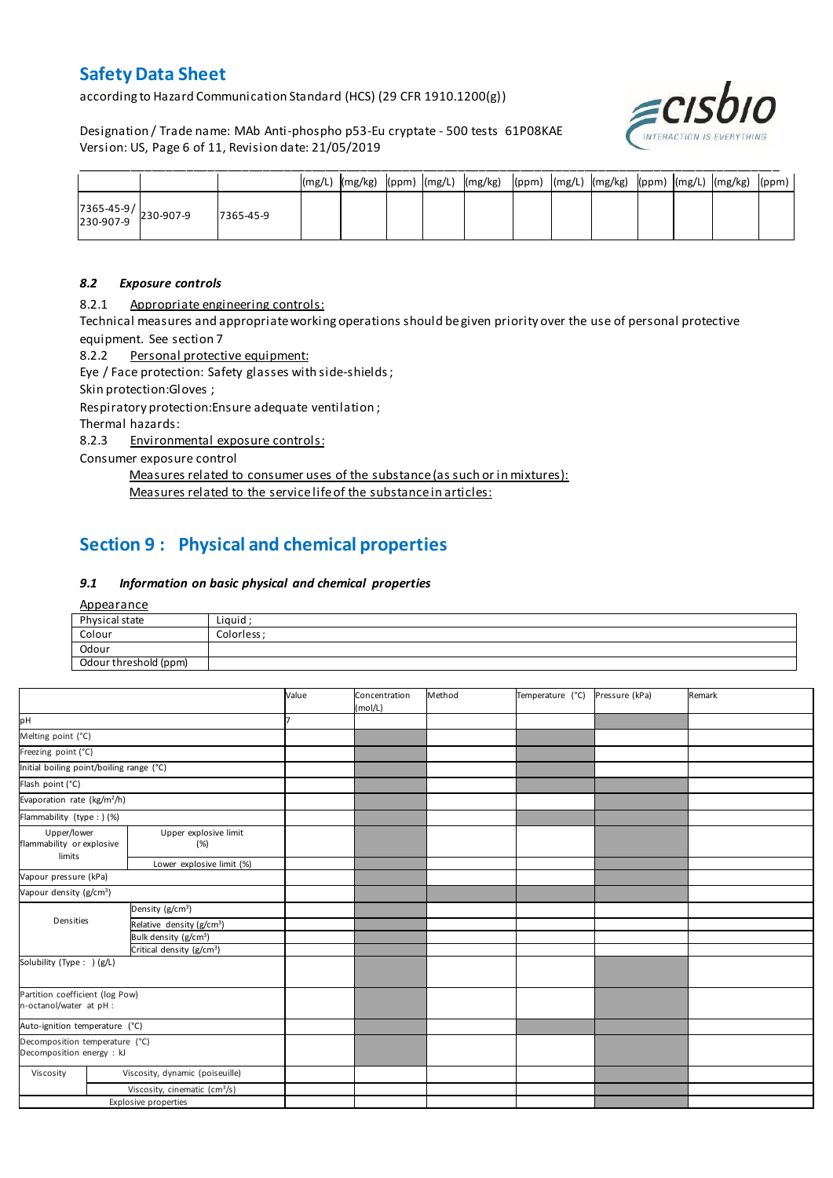| | | | (mg/L) | (mg/kg) | (ppm) | (mg/L) | (mg/kg) | (ppm) | (mg/L) | (mg/kg) | (ppm) | (mg/L) | (mg/kg) | (ppm) |
|---|---|---|---|---|---|---|---|---|---|---|---|---|---|---|
| 7365-45-9/ 230-907-9 | 230-907-9 | 7365-45-9 | | | | | | | | | | | | |

### *8.2 Exposure controls*

8.2.1 Appropriate engineering controls:

Technical measures and appropriate working operations should be given priority over the use of personal protective equipment. See section 7

8.2.2 Personal protective equipment:

Eye / Face protection: Safety glasses with side-shields ;

Skin protection:Gloves ;

Respiratory protection:Ensure adequate ventilation ;

Thermal hazards:

8.2.3 Environmental exposure controls:

Consumer exposure control

Measures related to consumer uses of the substance (as such or in mixtures):

Measures related to the service life of the substance in articles:

## Section 9 : Physical and chemical properties

### *9.1 Information on basic physical and chemical properties*

Appearance

| | |
|---|---|
| Physical state | Liquid ; |
| Colour | Colorless ; |
| Odour | |
| Odour threshold (ppm) | |

| | | Value | Concentration (mol/L) | Method | Temperature (°C) | Pressure (kPa) | Remark |
|---|---|---|---|---|---|---|---|
| pH | | 7 | | | | | |
| Melting point (°C) | | | | | | | |
| Freezing point (°C) | | | | | | | |
| Initial boiling point/boiling range (°C) | | | | | | | |
| Flash point (°C) | | | | | | | |
| Evaporation rate (kg/m²/h) | | | | | | | |
| Flammability (type : ) (%) | | | | | | | |
| Upper/lower flammability or explosive limits | Upper explosive limit (%) | | | | | | |
| | Lower explosive limit (%) | | | | | | |
| Vapour pressure (kPa) | | | | | | | |
| Vapour density (g/cm³) | | | | | | | |
| Densities | Density (g/cm³) | | | | | | |
| | Relative density (g/cm³) | | | | | | |
| | Bulk density (g/cm³) | | | | | | |
| | Critical density (g/cm³) | | | | | | |
| Solubility (Type : ) (g/L) | | | | | | | |
| Partition coefficient (log Pow) n-octanol/water at pH : | | | | | | | |
| Auto-ignition temperature (°C) | | | | | | | |
| Decomposition temperature (°C) Decomposition energy : kJ | | | | | | | |
| Viscosity | Viscosity, dynamic (poiseuille) | | | | | | |
| | Viscosity, cinematic (cm³/s) | | | | | | |
| Explosive properties | | | | | | | |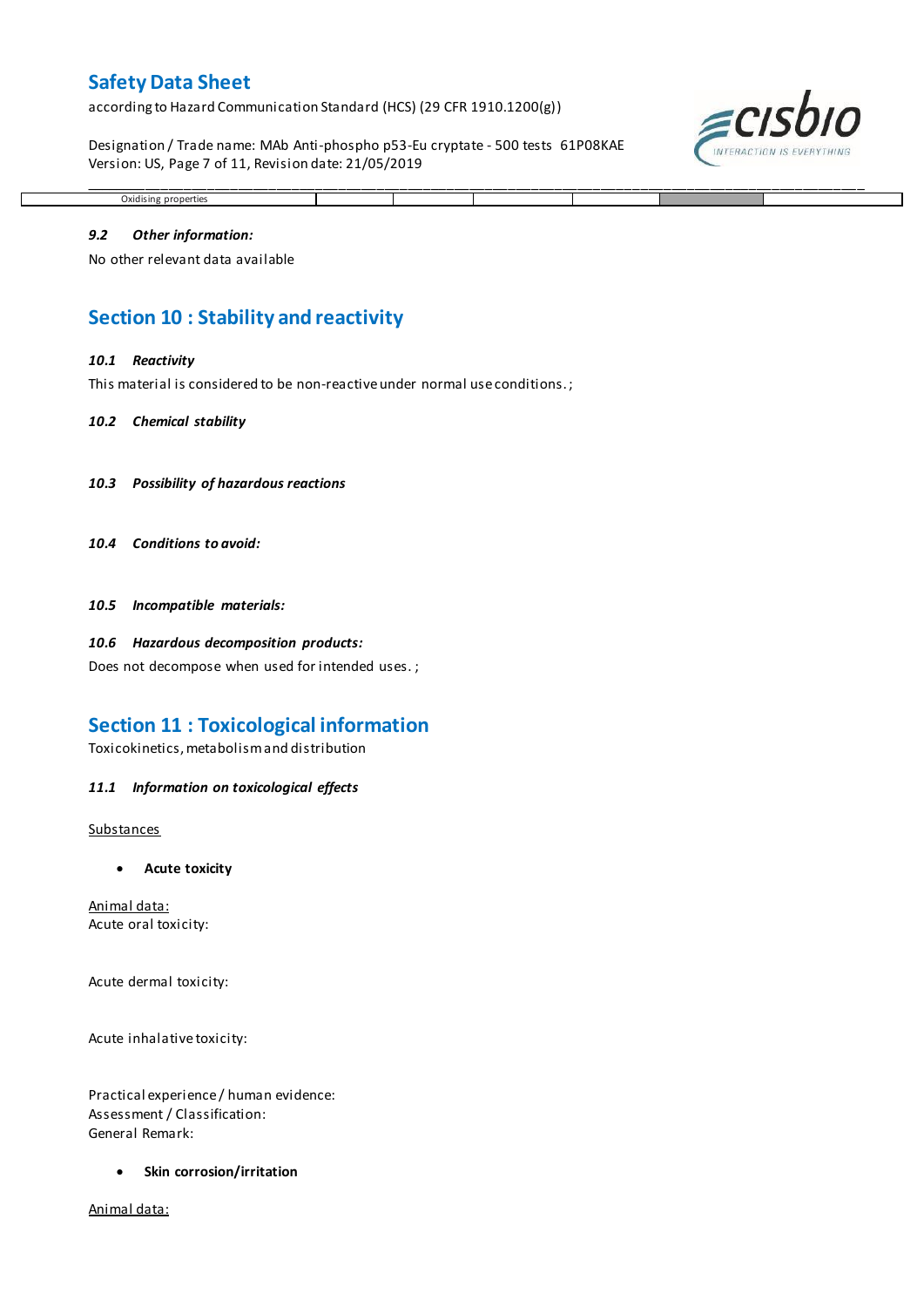| Oxidising properties | | | | | | |
|---|---|---|---|---|---|---|

### 9.2 *Other information:*

No other relevant data available

## Section 10 : Stability and reactivity

### 10.1 *Reactivity*

This material is considered to be non-reactive under normal use conditions. ;

### 10.2 *Chemical stability*

### 10.3 *Possibility of hazardous reactions*

### 10.4 *Conditions to avoid:*

### 10.5 *Incompatible materials:*

### 10.6 *Hazardous decomposition products:*

Does not decompose when used for intended uses. ;

## Section 11 : Toxicological information

Toxicokinetics, metabolism and distribution

### 11.1 *Information on toxicological effects*

Substances

- **Acute toxicity**

Animal data:
Acute oral toxicity:

Acute dermal toxicity:

Acute inhalative toxicity:

Practical experience / human evidence:
Assessment / Classification:
General Remark:

- **Skin corrosion/irritation**

Animal data: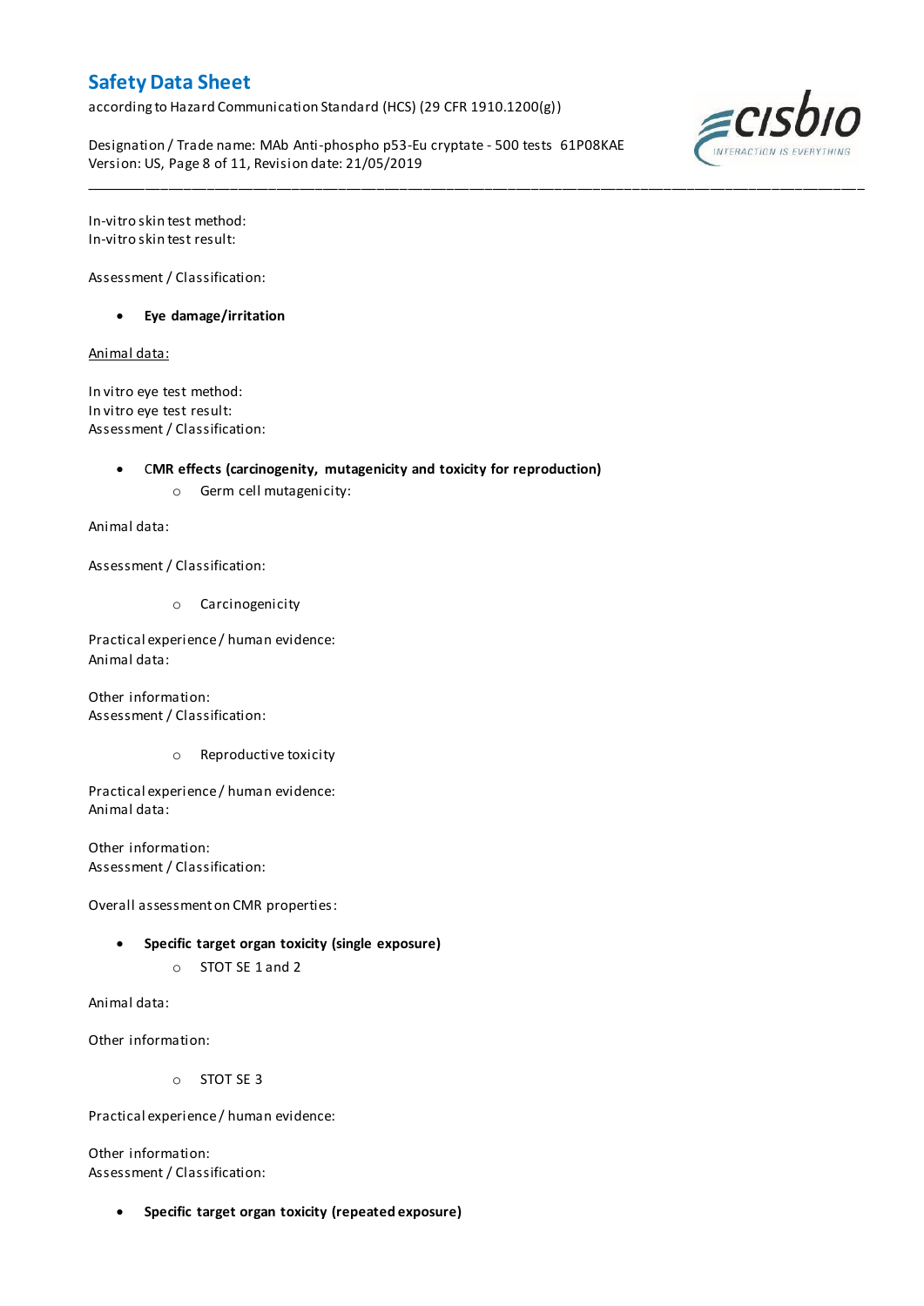In-vitro skin test method:
In-vitro skin test result:

Assessment / Classification:

- **Eye damage/irritation**

Animal data:

In vitro eye test method:
In vitro eye test result:
Assessment / Classification:

- **CMR effects (carcinogenity, mutagenicity and toxicity for reproduction)**
  - Germ cell mutagenicity:

Animal data:

Assessment / Classification:

  - Carcinogenicity

Practical experience / human evidence:
Animal data:

Other information:
Assessment / Classification:

  - Reproductive toxicity

Practical experience / human evidence:
Animal data:

Other information:
Assessment / Classification:

Overall assessment on CMR properties:

- **Specific target organ toxicity (single exposure)**
  - STOT SE 1 and 2

Animal data:

Other information:

  - STOT SE 3

Practical experience / human evidence:

Other information:
Assessment / Classification:

- **Specific target organ toxicity (repeated exposure)**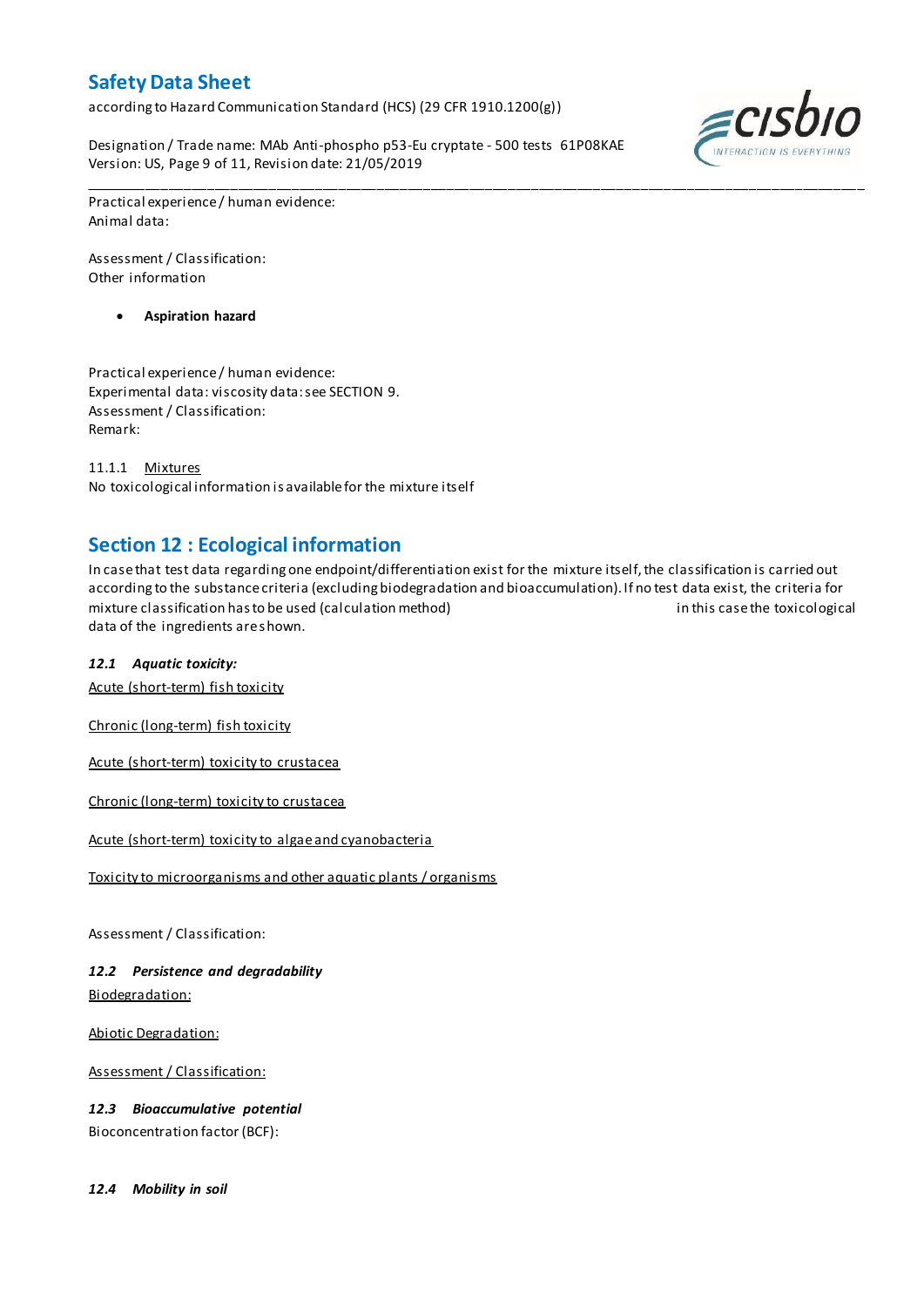Practical experience / human evidence:
Animal data:

Assessment / Classification:
Other information

- **Aspiration hazard**

Practical experience / human evidence:
Experimental data: viscosity data: see SECTION 9.
Assessment / Classification:
Remark:

11.1.1 Mixtures
No toxicological information is available for the mixture itself

## Section 12 : Ecological information

In case that test data regarding one endpoint/differentiation exist for the mixture itself, the classification is carried out according to the substance criteria (excluding biodegradation and bioaccumulation). If no test data exist, the criteria for mixture classification has to be used (calculation method) in this case the toxicological data of the ingredients are shown.

### *12.1 Aquatic toxicity:*

Acute (short-term) fish toxicity

Chronic (long-term) fish toxicity

Acute (short-term) toxicity to crustacea

Chronic (long-term) toxicity to crustacea

Acute (short-term) toxicity to algae and cyanobacteria

Toxicity to microorganisms and other aquatic plants / organisms

Assessment / Classification:

### *12.2 Persistence and degradability*

Biodegradation:

Abiotic Degradation:

Assessment / Classification:

### *12.3 Bioaccumulative potential*

Bioconcentration factor (BCF):

### *12.4 Mobility in soil*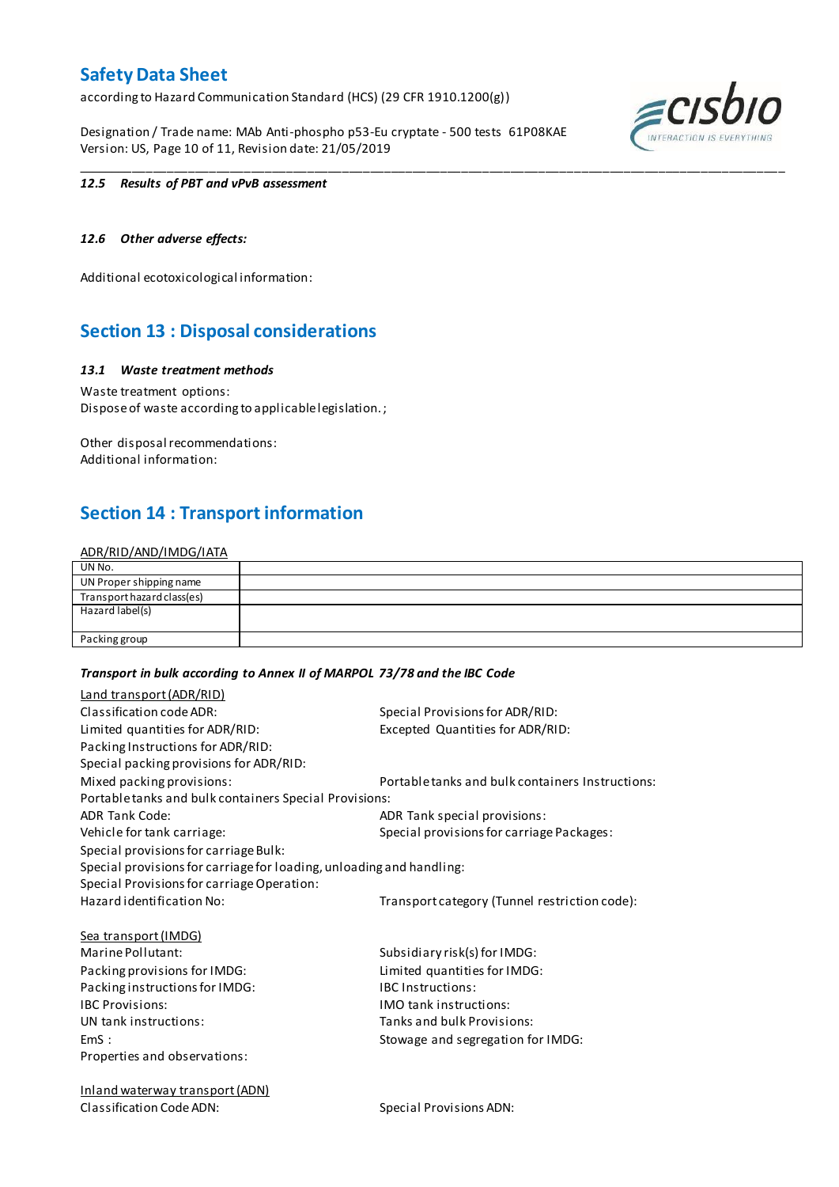**12.5 Results of PBT and vPvB assessment**

**12.6 Other adverse effects:**

Additional ecotoxicological information:

## Section 13 : Disposal considerations

**13.1 Waste treatment methods**

Waste treatment options:
Dispose of waste according to applicable legislation. ;

Other disposal recommendations:
Additional information:

## Section 14 : Transport information

ADR/RID/AND/IMDG/IATA

| UN No. | |
|---|---|
| UN Proper shipping name | |
| Transport hazard class(es) | |
| Hazard label(s) | |
| Packing group | |

***Transport in bulk according to Annex II of MARPOL 73/78 and the IBC Code***

Land transport (ADR/RID)

Classification code ADR:
Special Provisions for ADR/RID:
Limited quantities for ADR/RID:
Excepted Quantities for ADR/RID:
Packing Instructions for ADR/RID:
Special packing provisions for ADR/RID:
Mixed packing provisions:
Portable tanks and bulk containers Instructions:
Portable tanks and bulk containers Special Provisions:
ADR Tank Code:
ADR Tank special provisions:
Vehicle for tank carriage:
Special provisions for carriage Packages:
Special provisions for carriage Bulk:
Special provisions for carriage for loading, unloading and handling:
Special Provisions for carriage Operation:
Hazard identification No:
Transport category (Tunnel restriction code):

Sea transport (IMDG)

Marine Pollutant:
Subsidiary risk(s) for IMDG:
Packing provisions for IMDG:
Limited quantities for IMDG:
Packing instructions for IMDG:
IBC Instructions:
IBC Provisions:
IMO tank instructions:
UN tank instructions:
Tanks and bulk Provisions:
EmS :
Stowage and segregation for IMDG:
Properties and observations:

Inland waterway transport (ADN)

Classification Code ADN:
Special Provisions ADN: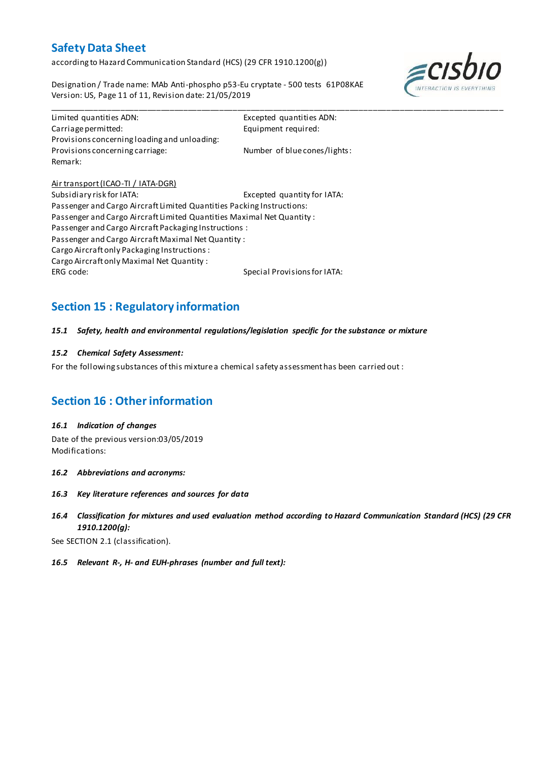| | |
|---|---|
| Limited quantities ADN: | Excepted quantities ADN: |
| Carriage permitted: | Equipment required: |
| Provisions concerning loading and unloading: | |
| Provisions concerning carriage: | Number of blue cones/lights: |
| Remark: | |

Air transport (ICAO-TI / IATA-DGR)

| | |
|---|---|
| Subsidiary risk for IATA: | Excepted quantity for IATA: |
| Passenger and Cargo Aircraft Limited Quantities Packing Instructions: | |
| Passenger and Cargo Aircraft Limited Quantities Maximal Net Quantity : | |
| Passenger and Cargo Aircraft Packaging Instructions : | |
| Passenger and Cargo Aircraft Maximal Net Quantity : | |
| Cargo Aircraft only Packaging Instructions : | |
| Cargo Aircraft only Maximal Net Quantity : | |
| ERG code: | Special Provisions for IATA: |

## Section 15 : Regulatory information

***15.1 Safety, health and environmental regulations/legislation specific for the substance or mixture***

***15.2 Chemical Safety Assessment:***

For the following substances of this mixture a chemical safety assessment has been carried out :

## Section 16 : Other information

***16.1 Indication of changes***

Date of the previous version:03/05/2019

Modifications:

***16.2 Abbreviations and acronyms:***

***16.3 Key literature references and sources for data***

***16.4 Classification for mixtures and used evaluation method according to Hazard Communication Standard (HCS) (29 CFR 1910.1200(g):***

See SECTION 2.1 (classification).

***16.5 Relevant R-, H- and EUH-phrases (number and full text):***